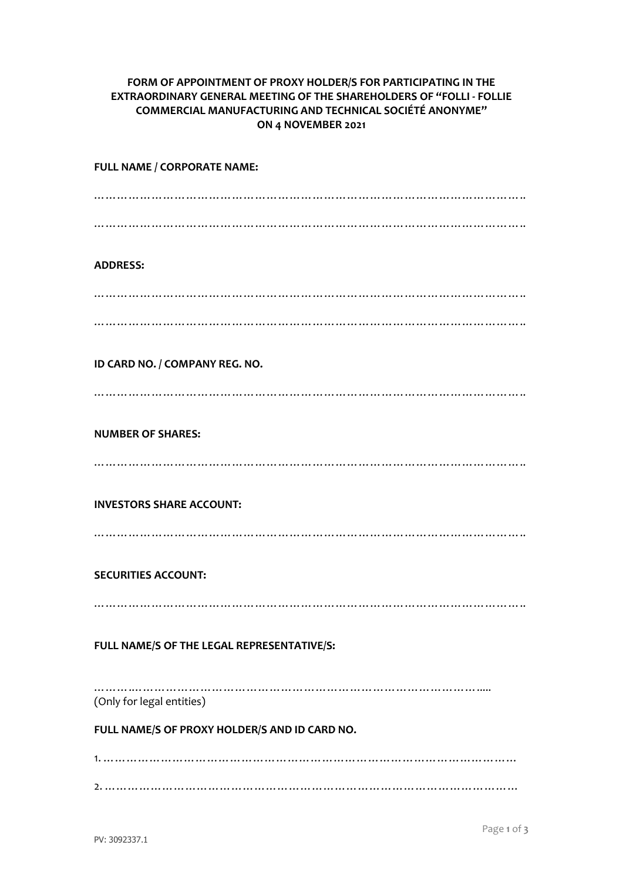**FORM OF APPOINTMENT OF PROXY HOLDER/S FOR PARTICIPATING IN THE EXTRAORDINARY GENERAL MEETING OF THE SHAREHOLDERS OF "FOLLI - FOLLIE COMMERCIAL MANUFACTURING AND TECHNICAL SOCIÉTÉ ANONYME" ON 4 NOVEMBER 2021**

**FULL NAME / CORPORATE NAME:**

………………………………………………………………………………………………..

………………………………………………………………………………………………..

**ADDRESS:**

………………………………………………………………………………………………..

………………………………………………………………………………………………..

**ID CARD NO. / COMPANY REG. NO.**

………………………………………………………………………………………………..

**NUMBER OF SHARES:**

………………………………………………………………………………………………..

**INVESTORS SHARE ACCOUNT:**

………………………………………………………………………………………………..

**SECURITIES ACCOUNT:**

………………………………………………………………………………………………..

**FULL NAME/S OF THE LEGAL REPRESENTATIVE/S:**

…………………………………………………………………………………………….....
(Only for legal entities)

**FULL NAME/S OF PROXY HOLDER/S AND ID CARD NO.**

1. ………………………………………………………………………………………………

2. ………………………………………………………………………………………………

PV: 3092337.1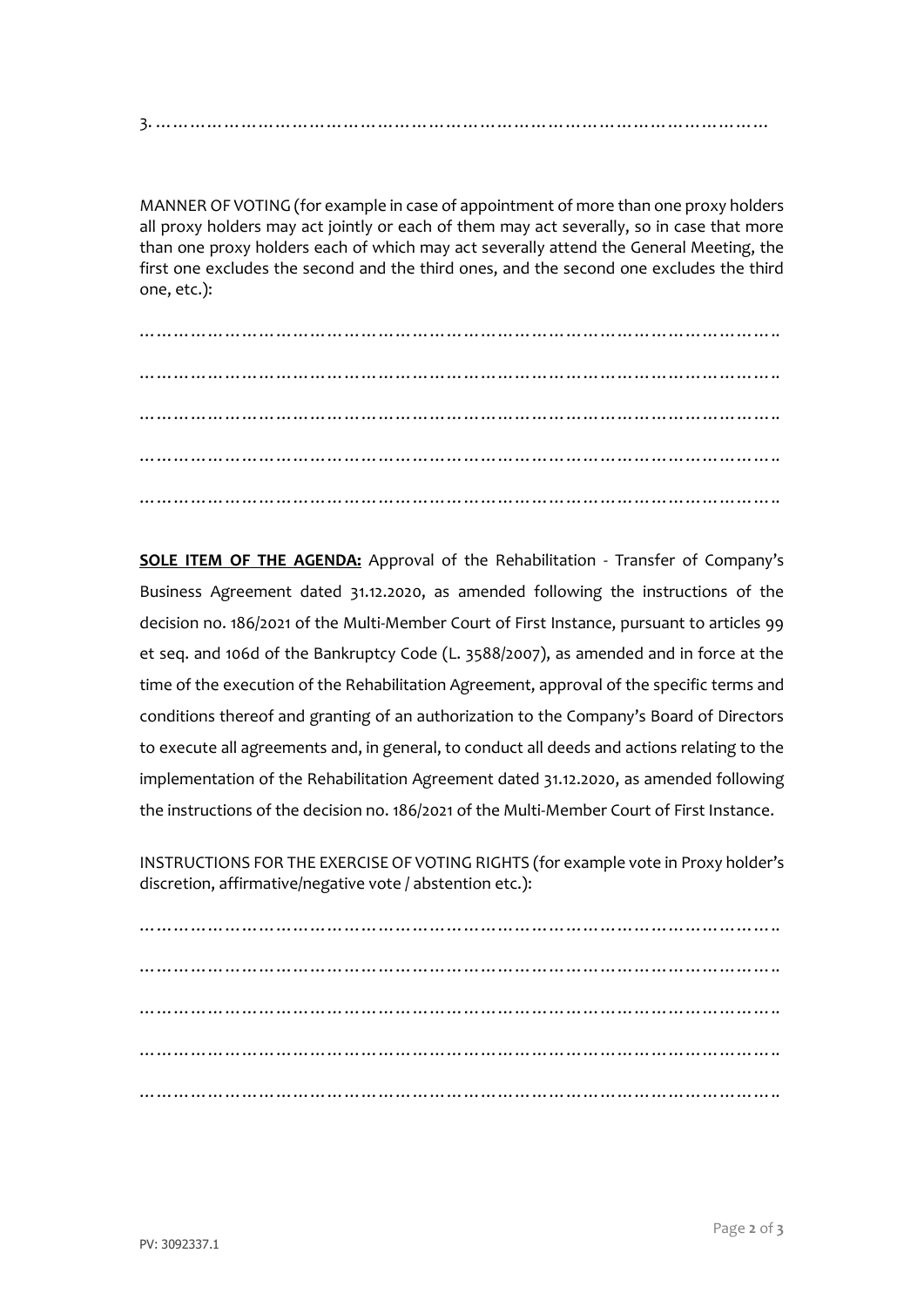3. ……………………………………………………………………………………………

MANNER OF VOTING (for example in case of appointment of more than one proxy holders all proxy holders may act jointly or each of them may act severally, so in case that more than one proxy holders each of which may act severally attend the General Meeting, the first one excludes the second and the third ones, and the second one excludes the third one, etc.):

……………………………………………………………………………………………….

……………………………………………………………………………………………….

……………………………………………………………………………………………….

……………………………………………………………………………………………….

……………………………………………………………………………………………….

**SOLE ITEM OF THE AGENDA:** Approval of the Rehabilitation - Transfer of Company's Business Agreement dated 31.12.2020, as amended following the instructions of the decision no. 186/2021 of the Multi-Member Court of First Instance, pursuant to articles 99 et seq. and 106d of the Bankruptcy Code (L. 3588/2007), as amended and in force at the time of the execution of the Rehabilitation Agreement, approval of the specific terms and conditions thereof and granting of an authorization to the Company's Board of Directors to execute all agreements and, in general, to conduct all deeds and actions relating to the implementation of the Rehabilitation Agreement dated 31.12.2020, as amended following the instructions of the decision no. 186/2021 of the Multi-Member Court of First Instance.

INSTRUCTIONS FOR THE EXERCISE OF VOTING RIGHTS (for example vote in Proxy holder's discretion, affirmative/negative vote / abstention etc.):

……………………………………………………………………………………………….

……………………………………………………………………………………………….

……………………………………………………………………………………………….

……………………………………………………………………………………………….

……………………………………………………………………………………………….

PV: 3092337.1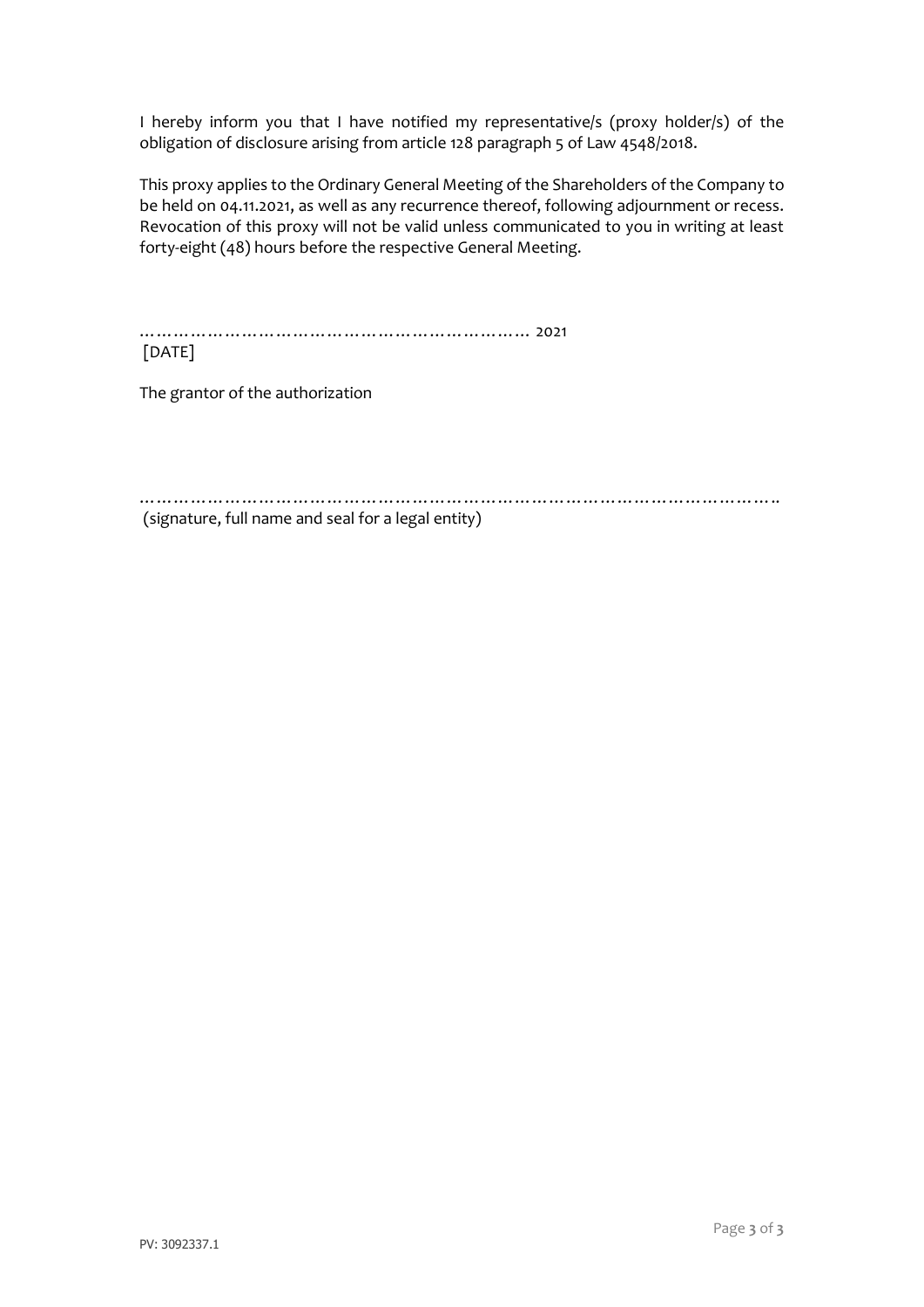I hereby inform you that I have notified my representative/s (proxy holder/s) of the obligation of disclosure arising from article 128 paragraph 5 of Law 4548/2018.

This proxy applies to the Ordinary General Meeting of the Shareholders of the Company to be held on 04.11.2021, as well as any recurrence thereof, following adjournment or recess. Revocation of this proxy will not be valid unless communicated to you in writing at least forty-eight (48) hours before the respective General Meeting.

……………………………………………………………… 2021
[DATE]

The grantor of the authorization

……………………………………………………………………………………………………..
(signature, full name and seal for a legal entity)

PV: 3092337.1